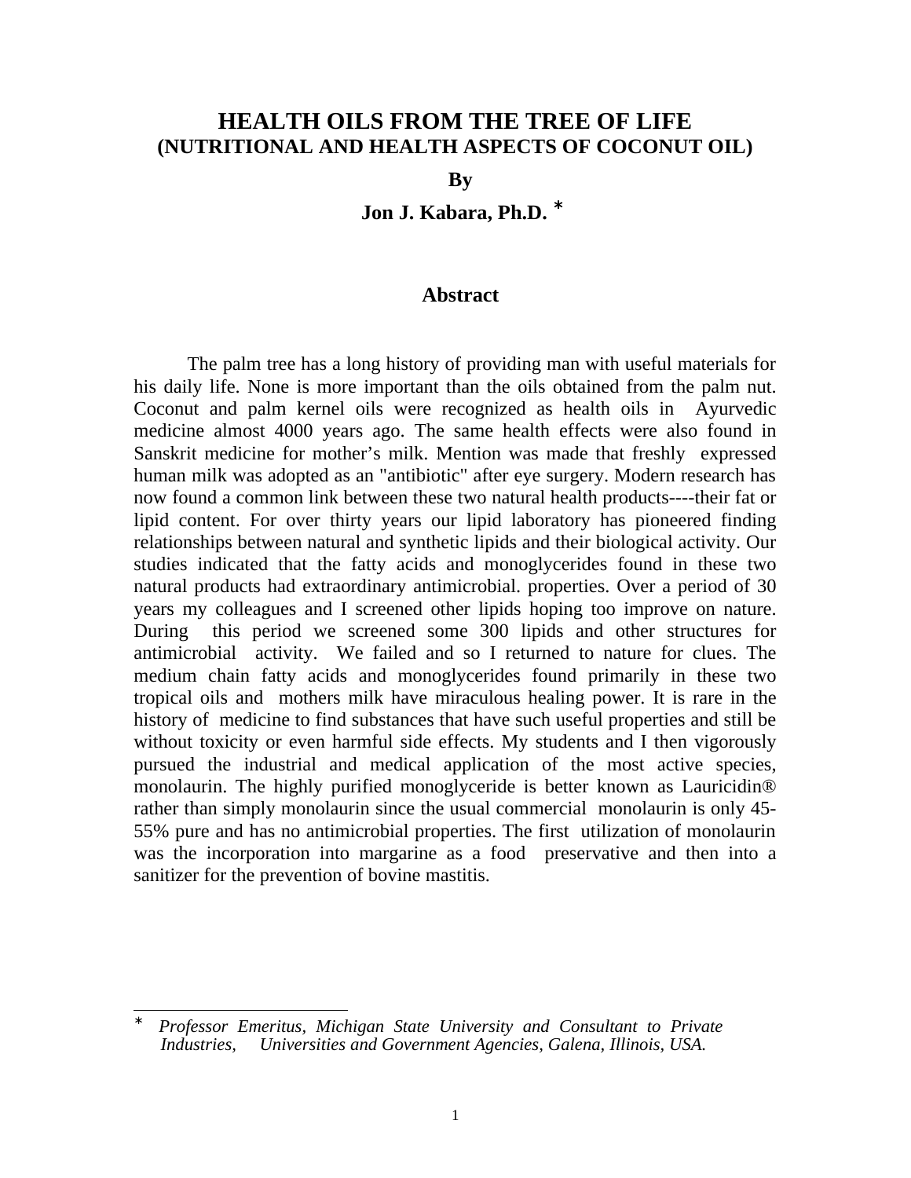# HEALTH OILS FROM THE TREE OF LIFE
## (NUTRITIONAL AND HEALTH ASPECTS OF COCONUT OIL)

**By**

**Jon J. Kabara, Ph.D. ***

## Abstract

The palm tree has a long history of providing man with useful materials for his daily life. None is more important than the oils obtained from the palm nut. Coconut and palm kernel oils were recognized as health oils in Ayurvedic medicine almost 4000 years ago. The same health effects were also found in Sanskrit medicine for mother's milk. Mention was made that freshly expressed human milk was adopted as an "antibiotic" after eye surgery. Modern research has now found a common link between these two natural health products----their fat or lipid content. For over thirty years our lipid laboratory has pioneered finding relationships between natural and synthetic lipids and their biological activity. Our studies indicated that the fatty acids and monoglycerides found in these two natural products had extraordinary antimicrobial. properties. Over a period of 30 years my colleagues and I screened other lipids hoping too improve on nature. During this period we screened some 300 lipids and other structures for antimicrobial activity. We failed and so I returned to nature for clues. The medium chain fatty acids and monoglycerides found primarily in these two tropical oils and mothers milk have miraculous healing power. It is rare in the history of medicine to find substances that have such useful properties and still be without toxicity or even harmful side effects. My students and I then vigorously pursued the industrial and medical application of the most active species, monolaurin. The highly purified monoglyceride is better known as Lauricidin® rather than simply monolaurin since the usual commercial monolaurin is only 45-55% pure and has no antimicrobial properties. The first utilization of monolaurin was the incorporation into margarine as a food preservative and then into a sanitizer for the prevention of bovine mastitis.

---

* *Professor Emeritus, Michigan State University and Consultant to Private Industries, Universities and Government Agencies, Galena, Illinois, USA.*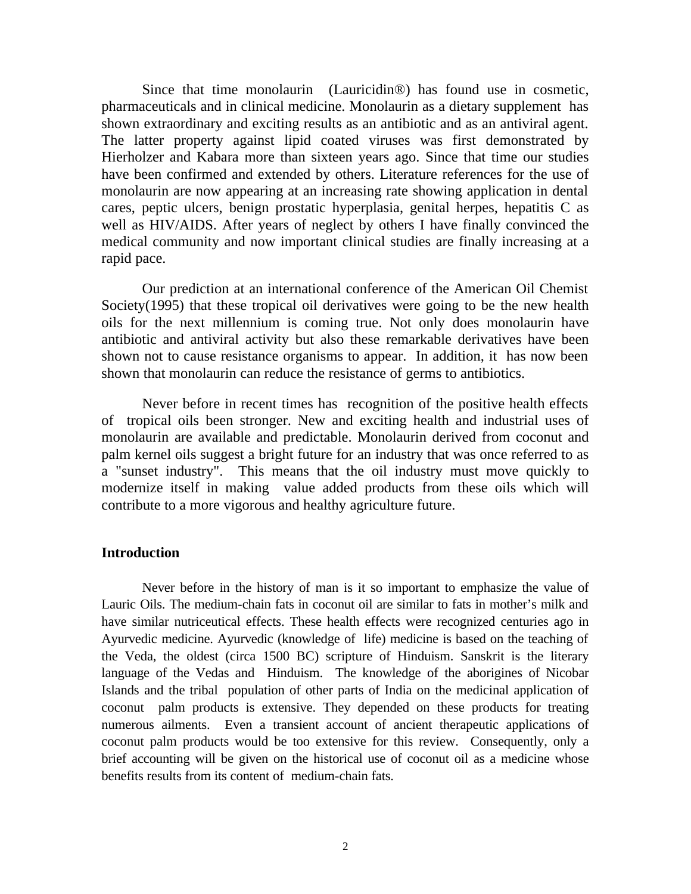Since that time monolaurin (Lauricidin®) has found use in cosmetic, pharmaceuticals and in clinical medicine. Monolaurin as a dietary supplement has shown extraordinary and exciting results as an antibiotic and as an antiviral agent. The latter property against lipid coated viruses was first demonstrated by Hierholzer and Kabara more than sixteen years ago. Since that time our studies have been confirmed and extended by others. Literature references for the use of monolaurin are now appearing at an increasing rate showing application in dental cares, peptic ulcers, benign prostatic hyperplasia, genital herpes, hepatitis C as well as HIV/AIDS. After years of neglect by others I have finally convinced the medical community and now important clinical studies are finally increasing at a rapid pace.

Our prediction at an international conference of the American Oil Chemist Society(1995) that these tropical oil derivatives were going to be the new health oils for the next millennium is coming true. Not only does monolaurin have antibiotic and antiviral activity but also these remarkable derivatives have been shown not to cause resistance organisms to appear. In addition, it has now been shown that monolaurin can reduce the resistance of germs to antibiotics.

Never before in recent times has recognition of the positive health effects of tropical oils been stronger. New and exciting health and industrial uses of monolaurin are available and predictable. Monolaurin derived from coconut and palm kernel oils suggest a bright future for an industry that was once referred to as a "sunset industry". This means that the oil industry must move quickly to modernize itself in making value added products from these oils which will contribute to a more vigorous and healthy agriculture future.

## Introduction

Never before in the history of man is it so important to emphasize the value of Lauric Oils. The medium-chain fats in coconut oil are similar to fats in mother's milk and have similar nutriceutical effects. These health effects were recognized centuries ago in Ayurvedic medicine. Ayurvedic (knowledge of life) medicine is based on the teaching of the Veda, the oldest (circa 1500 BC) scripture of Hinduism. Sanskrit is the literary language of the Vedas and Hinduism. The knowledge of the aborigines of Nicobar Islands and the tribal population of other parts of India on the medicinal application of coconut palm products is extensive. They depended on these products for treating numerous ailments. Even a transient account of ancient therapeutic applications of coconut palm products would be too extensive for this review. Consequently, only a brief accounting will be given on the historical use of coconut oil as a medicine whose benefits results from its content of medium-chain fats.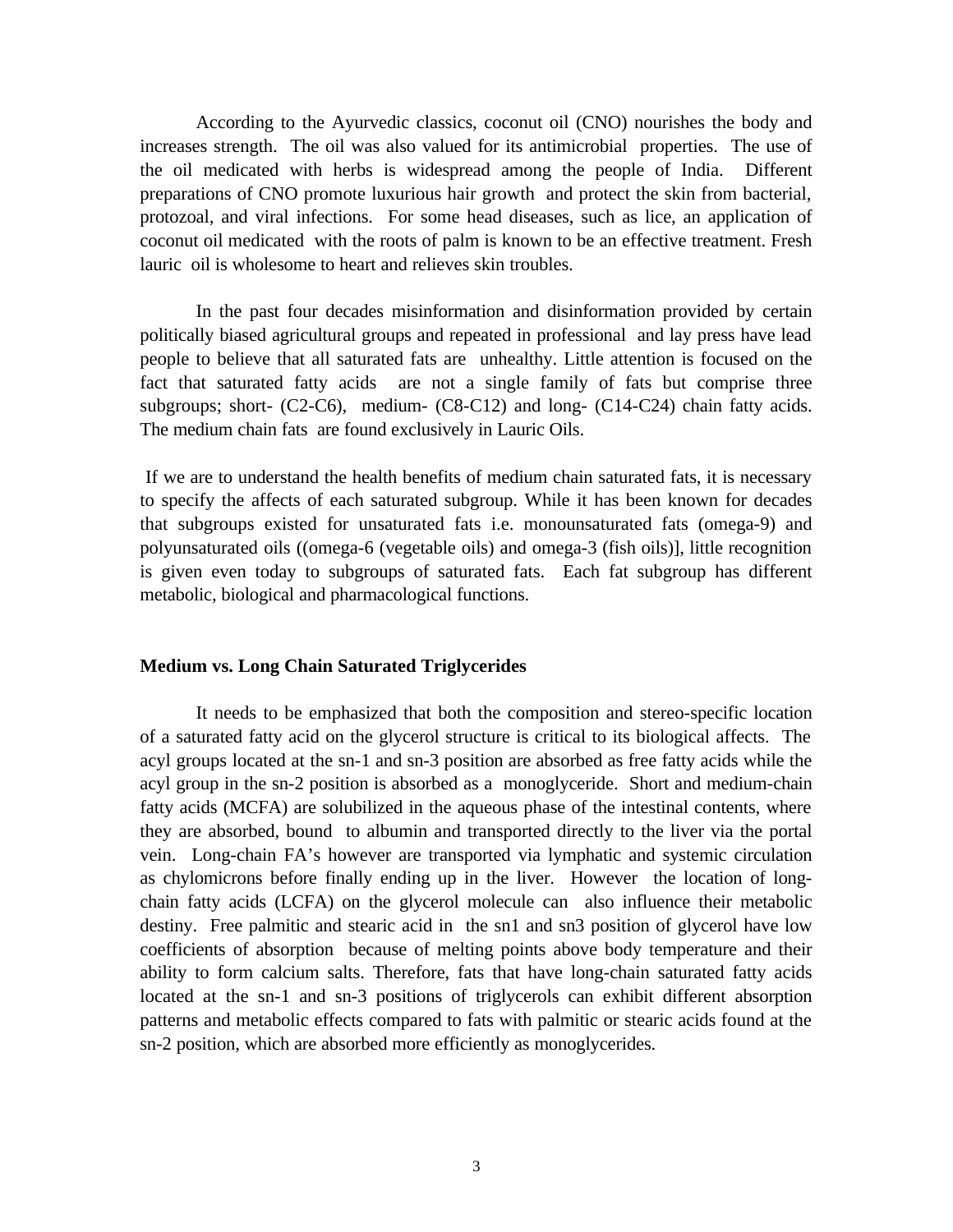According to the Ayurvedic classics, coconut oil (CNO) nourishes the body and increases strength. The oil was also valued for its antimicrobial properties. The use of the oil medicated with herbs is widespread among the people of India. Different preparations of CNO promote luxurious hair growth and protect the skin from bacterial, protozoal, and viral infections. For some head diseases, such as lice, an application of coconut oil medicated with the roots of palm is known to be an effective treatment. Fresh lauric oil is wholesome to heart and relieves skin troubles.

In the past four decades misinformation and disinformation provided by certain politically biased agricultural groups and repeated in professional and lay press have lead people to believe that all saturated fats are unhealthy. Little attention is focused on the fact that saturated fatty acids are not a single family of fats but comprise three subgroups; short- (C2-C6), medium- (C8-C12) and long- (C14-C24) chain fatty acids. The medium chain fats are found exclusively in Lauric Oils.

If we are to understand the health benefits of medium chain saturated fats, it is necessary to specify the affects of each saturated subgroup. While it has been known for decades that subgroups existed for unsaturated fats i.e. monounsaturated fats (omega-9) and polyunsaturated oils ((omega-6 (vegetable oils) and omega-3 (fish oils)], little recognition is given even today to subgroups of saturated fats. Each fat subgroup has different metabolic, biological and pharmacological functions.

**Medium vs. Long Chain Saturated Triglycerides**

It needs to be emphasized that both the composition and stereo-specific location of a saturated fatty acid on the glycerol structure is critical to its biological affects. The acyl groups located at the sn-1 and sn-3 position are absorbed as free fatty acids while the acyl group in the sn-2 position is absorbed as a monoglyceride. Short and medium-chain fatty acids (MCFA) are solubilized in the aqueous phase of the intestinal contents, where they are absorbed, bound to albumin and transported directly to the liver via the portal vein. Long-chain FA's however are transported via lymphatic and systemic circulation as chylomicrons before finally ending up in the liver. However the location of long-chain fatty acids (LCFA) on the glycerol molecule can also influence their metabolic destiny. Free palmitic and stearic acid in the sn1 and sn3 position of glycerol have low coefficients of absorption because of melting points above body temperature and their ability to form calcium salts. Therefore, fats that have long-chain saturated fatty acids located at the sn-1 and sn-3 positions of triglycerols can exhibit different absorption patterns and metabolic effects compared to fats with palmitic or stearic acids found at the sn-2 position, which are absorbed more efficiently as monoglycerides.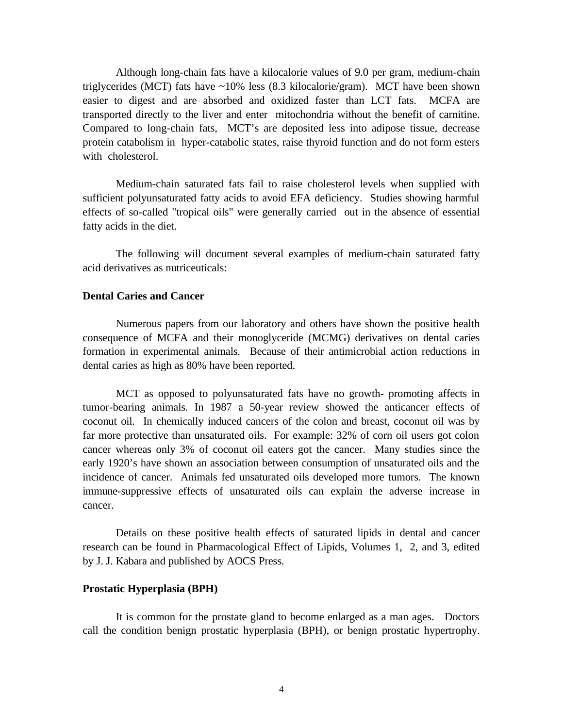Although long-chain fats have a kilocalorie values of 9.0 per gram, medium-chain triglycerides (MCT) fats have ~10% less (8.3 kilocalorie/gram). MCT have been shown easier to digest and are absorbed and oxidized faster than LCT fats. MCFA are transported directly to the liver and enter mitochondria without the benefit of carnitine. Compared to long-chain fats, MCT's are deposited less into adipose tissue, decrease protein catabolism in hyper-catabolic states, raise thyroid function and do not form esters with cholesterol.

Medium-chain saturated fats fail to raise cholesterol levels when supplied with sufficient polyunsaturated fatty acids to avoid EFA deficiency. Studies showing harmful effects of so-called "tropical oils" were generally carried out in the absence of essential fatty acids in the diet.

The following will document several examples of medium-chain saturated fatty acid derivatives as nutriceuticals:

**Dental Caries and Cancer**

Numerous papers from our laboratory and others have shown the positive health consequence of MCFA and their monoglyceride (MCMG) derivatives on dental caries formation in experimental animals. Because of their antimicrobial action reductions in dental caries as high as 80% have been reported.

MCT as opposed to polyunsaturated fats have no growth- promoting affects in tumor-bearing animals. In 1987 a 50-year review showed the anticancer effects of coconut oil. In chemically induced cancers of the colon and breast, coconut oil was by far more protective than unsaturated oils. For example: 32% of corn oil users got colon cancer whereas only 3% of coconut oil eaters got the cancer. Many studies since the early 1920's have shown an association between consumption of unsaturated oils and the incidence of cancer. Animals fed unsaturated oils developed more tumors. The known immune-suppressive effects of unsaturated oils can explain the adverse increase in cancer.

Details on these positive health effects of saturated lipids in dental and cancer research can be found in Pharmacological Effect of Lipids, Volumes 1, 2, and 3, edited by J. J. Kabara and published by AOCS Press.

**Prostatic Hyperplasia (BPH)**

It is common for the prostate gland to become enlarged as a man ages. Doctors call the condition benign prostatic hyperplasia (BPH), or benign prostatic hypertrophy.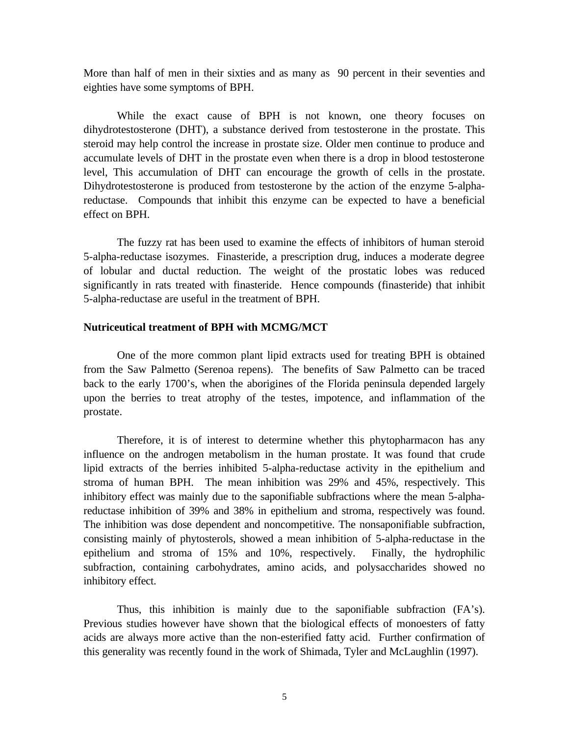More than half of men in their sixties and as many as 90 percent in their seventies and eighties have some symptoms of BPH.

While the exact cause of BPH is not known, one theory focuses on dihydrotestosterone (DHT), a substance derived from testosterone in the prostate. This steroid may help control the increase in prostate size. Older men continue to produce and accumulate levels of DHT in the prostate even when there is a drop in blood testosterone level, This accumulation of DHT can encourage the growth of cells in the prostate. Dihydrotestosterone is produced from testosterone by the action of the enzyme 5-alpha-reductase. Compounds that inhibit this enzyme can be expected to have a beneficial effect on BPH.

The fuzzy rat has been used to examine the effects of inhibitors of human steroid 5-alpha-reductase isozymes. Finasteride, a prescription drug, induces a moderate degree of lobular and ductal reduction. The weight of the prostatic lobes was reduced significantly in rats treated with finasteride. Hence compounds (finasteride) that inhibit 5-alpha-reductase are useful in the treatment of BPH.

**Nutriceutical treatment of BPH with MCMG/MCT**

One of the more common plant lipid extracts used for treating BPH is obtained from the Saw Palmetto (Serenoa repens). The benefits of Saw Palmetto can be traced back to the early 1700's, when the aborigines of the Florida peninsula depended largely upon the berries to treat atrophy of the testes, impotence, and inflammation of the prostate.

Therefore, it is of interest to determine whether this phytopharmacon has any influence on the androgen metabolism in the human prostate. It was found that crude lipid extracts of the berries inhibited 5-alpha-reductase activity in the epithelium and stroma of human BPH. The mean inhibition was 29% and 45%, respectively. This inhibitory effect was mainly due to the saponifiable subfractions where the mean 5-alpha-reductase inhibition of 39% and 38% in epithelium and stroma, respectively was found. The inhibition was dose dependent and noncompetitive. The nonsaponifiable subfraction, consisting mainly of phytosterols, showed a mean inhibition of 5-alpha-reductase in the epithelium and stroma of 15% and 10%, respectively. Finally, the hydrophilic subfraction, containing carbohydrates, amino acids, and polysaccharides showed no inhibitory effect.

Thus, this inhibition is mainly due to the saponifiable subfraction (FA's). Previous studies however have shown that the biological effects of monoesters of fatty acids are always more active than the non-esterified fatty acid. Further confirmation of this generality was recently found in the work of Shimada, Tyler and McLaughlin (1997).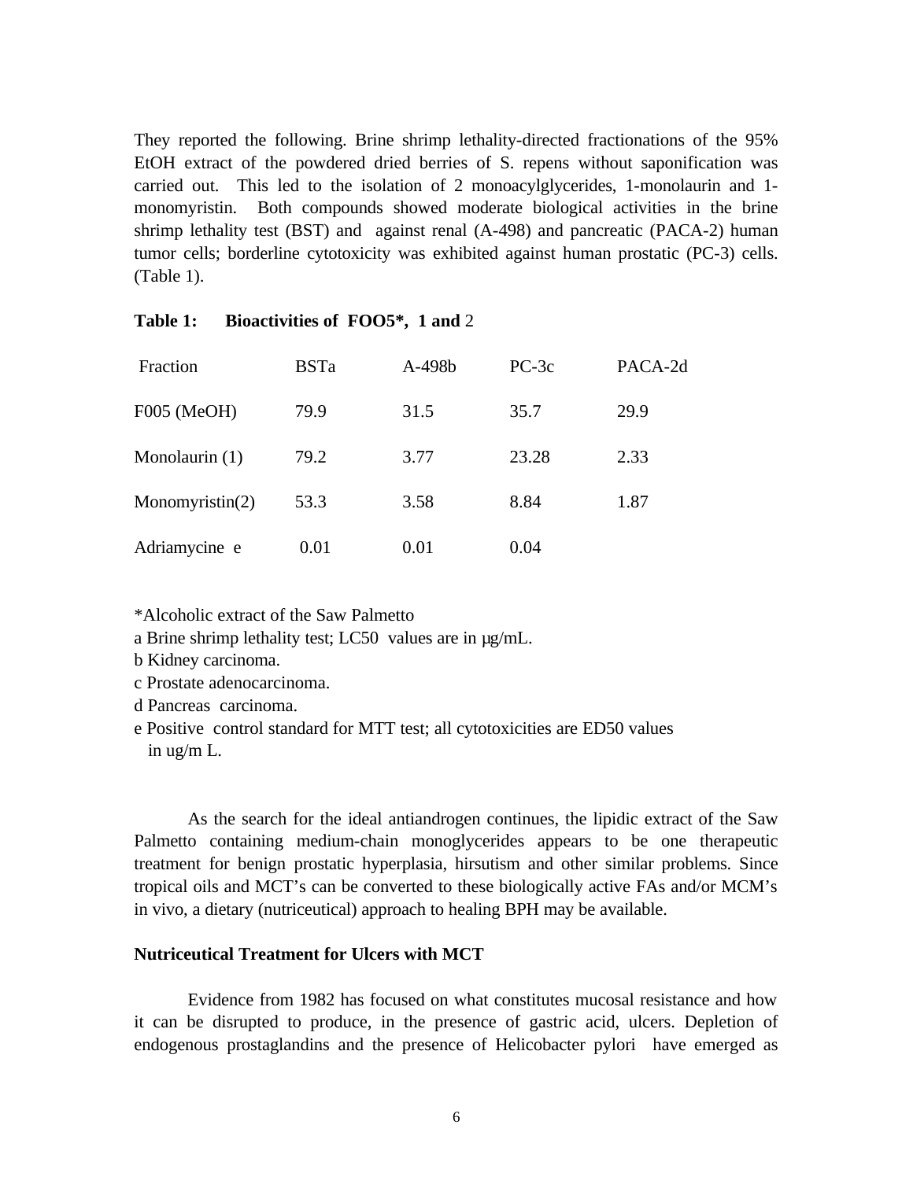They reported the following. Brine shrimp lethality-directed fractionations of the 95% EtOH extract of the powdered dried berries of S. repens without saponification was carried out. This led to the isolation of 2 monoacylglycerides, 1-monolaurin and 1-monomyristin. Both compounds showed moderate biological activities in the brine shrimp lethality test (BST) and against renal (A-498) and pancreatic (PACA-2) human tumor cells; borderline cytotoxicity was exhibited against human prostatic (PC-3) cells. (Table 1).

**Table 1: Bioactivities of FOO5\*, 1 and** 2

| Fraction | BSTa | A-498b | PC-3c | PACA-2d |
|---|---|---|---|---|
| F005 (MeOH) | 79.9 | 31.5 | 35.7 | 29.9 |
| Monolaurin (1) | 79.2 | 3.77 | 23.28 | 2.33 |
| Monomyristin(2) | 53.3 | 3.58 | 8.84 | 1.87 |
| Adriamycine e | 0.01 | 0.01 | 0.04 | |

*Alcoholic extract of the Saw Palmetto
a Brine shrimp lethality test; LC50 values are in µg/mL.
b Kidney carcinoma.
c Prostate adenocarcinoma.
d Pancreas carcinoma.
e Positive control standard for MTT test; all cytotoxicities are ED50 values in ug/m L.

As the search for the ideal antiandrogen continues, the lipidic extract of the Saw Palmetto containing medium-chain monoglycerides appears to be one therapeutic treatment for benign prostatic hyperplasia, hirsutism and other similar problems. Since tropical oils and MCT's can be converted to these biologically active FAs and/or MCM's in vivo, a dietary (nutriceutical) approach to healing BPH may be available.

**Nutriceutical Treatment for Ulcers with MCT**

Evidence from 1982 has focused on what constitutes mucosal resistance and how it can be disrupted to produce, in the presence of gastric acid, ulcers. Depletion of endogenous prostaglandins and the presence of Helicobacter pylori have emerged as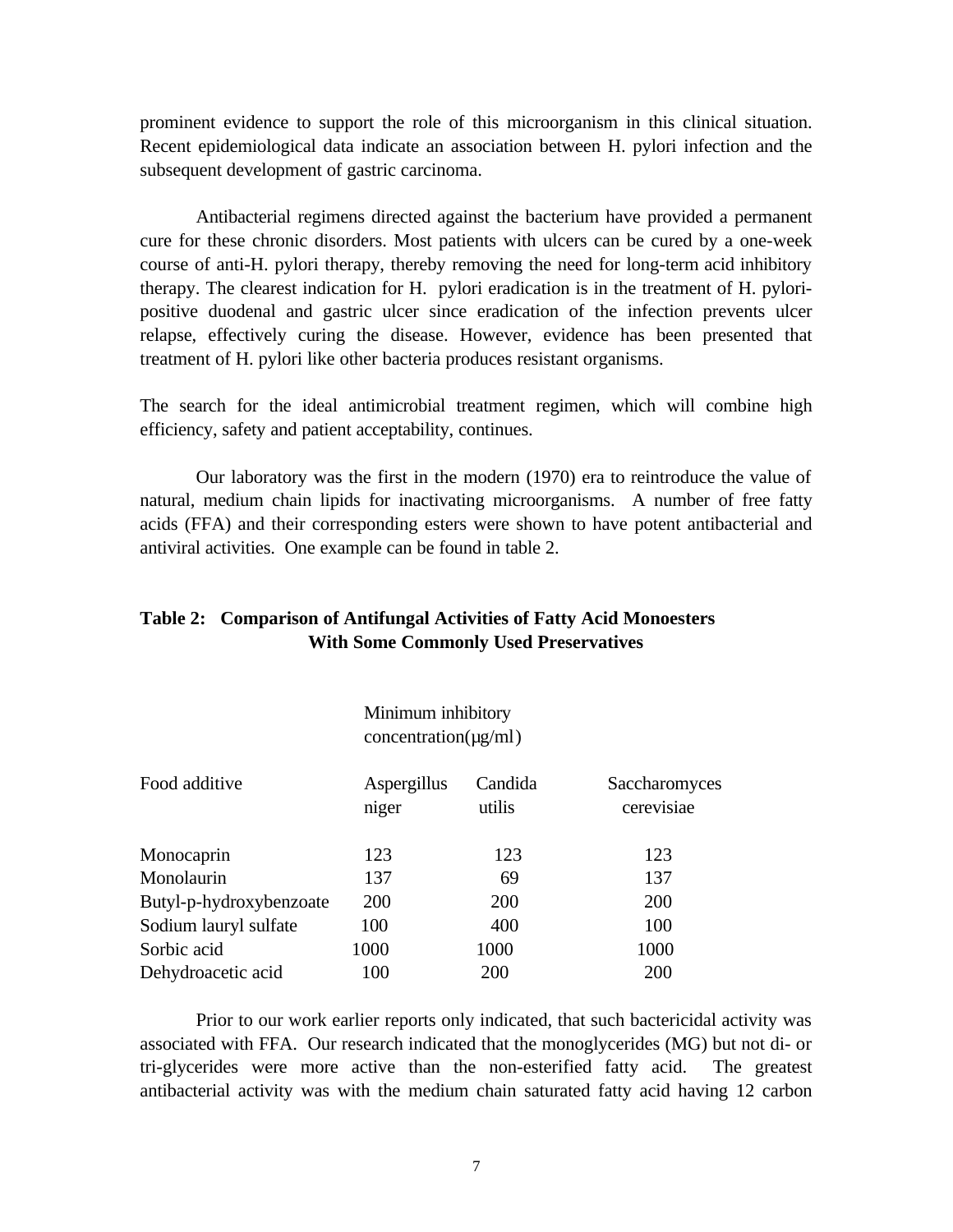prominent evidence to support the role of this microorganism in this clinical situation. Recent epidemiological data indicate an association between H. pylori infection and the subsequent development of gastric carcinoma.

Antibacterial regimens directed against the bacterium have provided a permanent cure for these chronic disorders. Most patients with ulcers can be cured by a one-week course of anti-H. pylori therapy, thereby removing the need for long-term acid inhibitory therapy. The clearest indication for H. pylori eradication is in the treatment of H. pylori-positive duodenal and gastric ulcer since eradication of the infection prevents ulcer relapse, effectively curing the disease. However, evidence has been presented that treatment of H. pylori like other bacteria produces resistant organisms.

The search for the ideal antimicrobial treatment regimen, which will combine high efficiency, safety and patient acceptability, continues.

Our laboratory was the first in the modern (1970) era to reintroduce the value of natural, medium chain lipids for inactivating microorganisms. A number of free fatty acids (FFA) and their corresponding esters were shown to have potent antibacterial and antiviral activities. One example can be found in table 2.

**Table 2: Comparison of Antifungal Activities of Fatty Acid Monoesters With Some Commonly Used Preservatives**

| | Minimum inhibitory concentration(µg/ml) | | |
|---|---|---|---|
| Food additive | Aspergillus niger | Candida utilis | Saccharomyces cerevisiae |
| Monocaprin | 123 | 123 | 123 |
| Monolaurin | 137 | 69 | 137 |
| Butyl-p-hydroxybenzoate | 200 | 200 | 200 |
| Sodium lauryl sulfate | 100 | 400 | 100 |
| Sorbic acid | 1000 | 1000 | 1000 |
| Dehydroacetic acid | 100 | 200 | 200 |

Prior to our work earlier reports only indicated, that such bactericidal activity was associated with FFA. Our research indicated that the monoglycerides (MG) but not di- or tri-glycerides were more active than the non-esterified fatty acid. The greatest antibacterial activity was with the medium chain saturated fatty acid having 12 carbon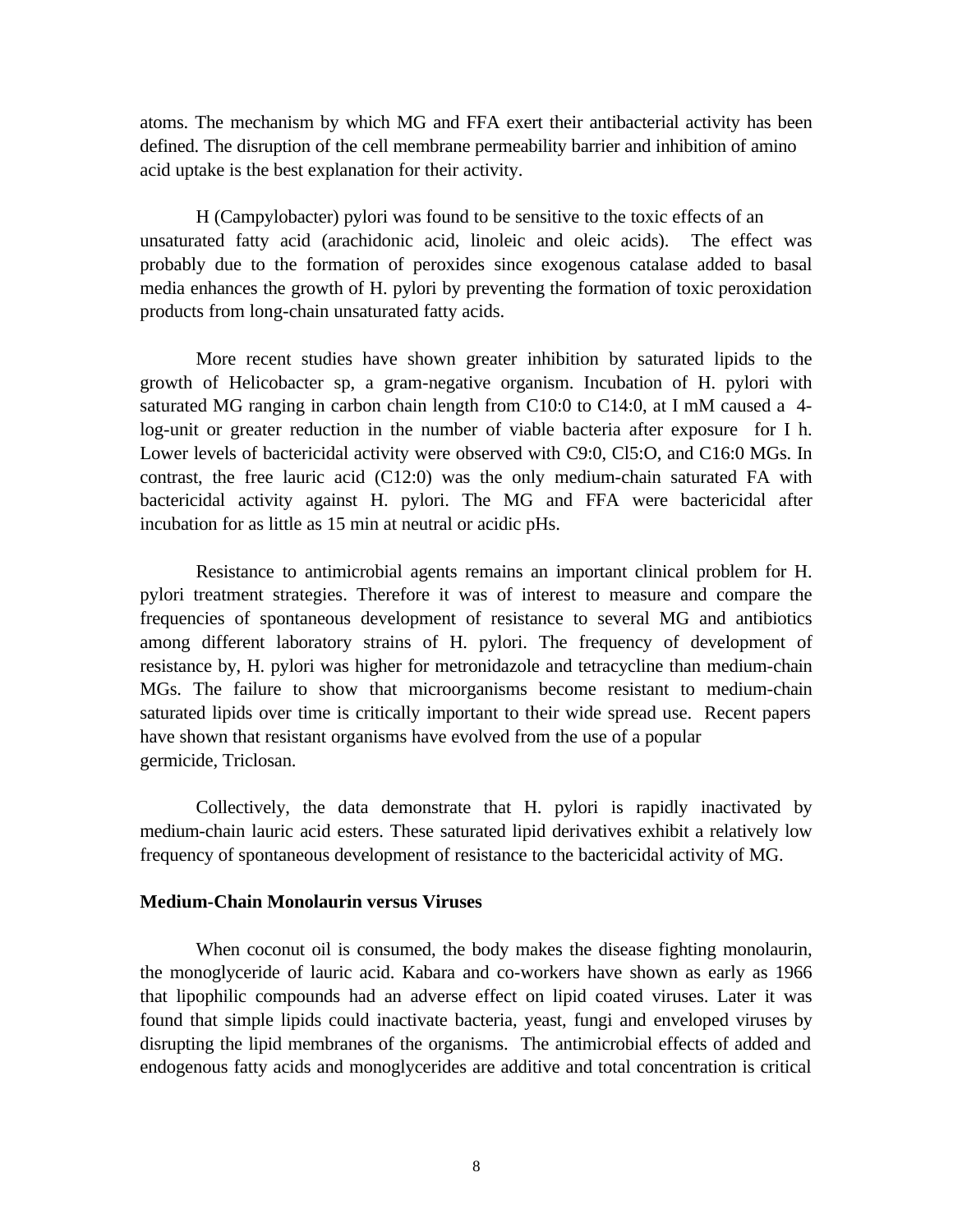atoms. The mechanism by which MG and FFA exert their antibacterial activity has been defined. The disruption of the cell membrane permeability barrier and inhibition of amino acid uptake is the best explanation for their activity.

H (Campylobacter) pylori was found to be sensitive to the toxic effects of an unsaturated fatty acid (arachidonic acid, linoleic and oleic acids). The effect was probably due to the formation of peroxides since exogenous catalase added to basal media enhances the growth of H. pylori by preventing the formation of toxic peroxidation products from long-chain unsaturated fatty acids.

More recent studies have shown greater inhibition by saturated lipids to the growth of Helicobacter sp, a gram-negative organism. Incubation of H. pylori with saturated MG ranging in carbon chain length from C10:0 to C14:0, at I mM caused a 4-log-unit or greater reduction in the number of viable bacteria after exposure for I h. Lower levels of bactericidal activity were observed with C9:0, Cl5:O, and C16:0 MGs. In contrast, the free lauric acid (C12:0) was the only medium-chain saturated FA with bactericidal activity against H. pylori. The MG and FFA were bactericidal after incubation for as little as 15 min at neutral or acidic pHs.

Resistance to antimicrobial agents remains an important clinical problem for H. pylori treatment strategies. Therefore it was of interest to measure and compare the frequencies of spontaneous development of resistance to several MG and antibiotics among different laboratory strains of H. pylori. The frequency of development of resistance by, H. pylori was higher for metronidazole and tetracycline than medium-chain MGs. The failure to show that microorganisms become resistant to medium-chain saturated lipids over time is critically important to their wide spread use. Recent papers have shown that resistant organisms have evolved from the use of a popular germicide, Triclosan.

Collectively, the data demonstrate that H. pylori is rapidly inactivated by medium-chain lauric acid esters. These saturated lipid derivatives exhibit a relatively low frequency of spontaneous development of resistance to the bactericidal activity of MG.

**Medium-Chain Monolaurin versus Viruses**

When coconut oil is consumed, the body makes the disease fighting monolaurin, the monoglyceride of lauric acid. Kabara and co-workers have shown as early as 1966 that lipophilic compounds had an adverse effect on lipid coated viruses. Later it was found that simple lipids could inactivate bacteria, yeast, fungi and enveloped viruses by disrupting the lipid membranes of the organisms. The antimicrobial effects of added and endogenous fatty acids and monoglycerides are additive and total concentration is critical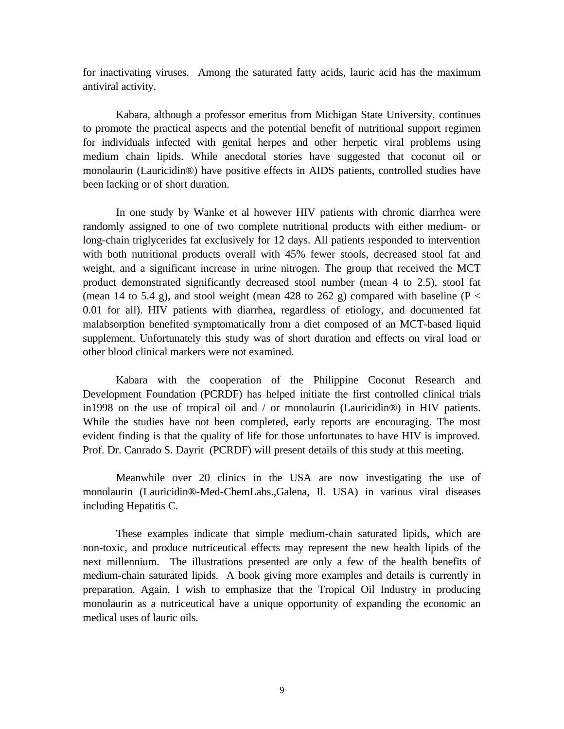for inactivating viruses. Among the saturated fatty acids, lauric acid has the maximum antiviral activity.

Kabara, although a professor emeritus from Michigan State University, continues to promote the practical aspects and the potential benefit of nutritional support regimen for individuals infected with genital herpes and other herpetic viral problems using medium chain lipids. While anecdotal stories have suggested that coconut oil or monolaurin (Lauricidin®) have positive effects in AIDS patients, controlled studies have been lacking or of short duration.

In one study by Wanke et al however HIV patients with chronic diarrhea were randomly assigned to one of two complete nutritional products with either medium- or long-chain triglycerides fat exclusively for 12 days. All patients responded to intervention with both nutritional products overall with 45% fewer stools, decreased stool fat and weight, and a significant increase in urine nitrogen. The group that received the MCT product demonstrated significantly decreased stool number (mean 4 to 2.5), stool fat (mean 14 to 5.4 g), and stool weight (mean 428 to 262 g) compared with baseline ($P < 0.01$ for all). HIV patients with diarrhea, regardless of etiology, and documented fat malabsorption benefited symptomatically from a diet composed of an MCT-based liquid supplement. Unfortunately this study was of short duration and effects on viral load or other blood clinical markers were not examined.

Kabara with the cooperation of the Philippine Coconut Research and Development Foundation (PCRDF) has helped initiate the first controlled clinical trials in1998 on the use of tropical oil and / or monolaurin (Lauricidin®) in HIV patients. While the studies have not been completed, early reports are encouraging. The most evident finding is that the quality of life for those unfortunates to have HIV is improved. Prof. Dr. Canrado S. Dayrit (PCRDF) will present details of this study at this meeting.

Meanwhile over 20 clinics in the USA are now investigating the use of monolaurin (Lauricidin®-Med-ChemLabs.,Galena, Il. USA) in various viral diseases including Hepatitis C.

These examples indicate that simple medium-chain saturated lipids, which are non-toxic, and produce nutriceutical effects may represent the new health lipids of the next millennium. The illustrations presented are only a few of the health benefits of medium-chain saturated lipids. A book giving more examples and details is currently in preparation. Again, I wish to emphasize that the Tropical Oil Industry in producing monolaurin as a nutriceutical have a unique opportunity of expanding the economic an medical uses of lauric oils.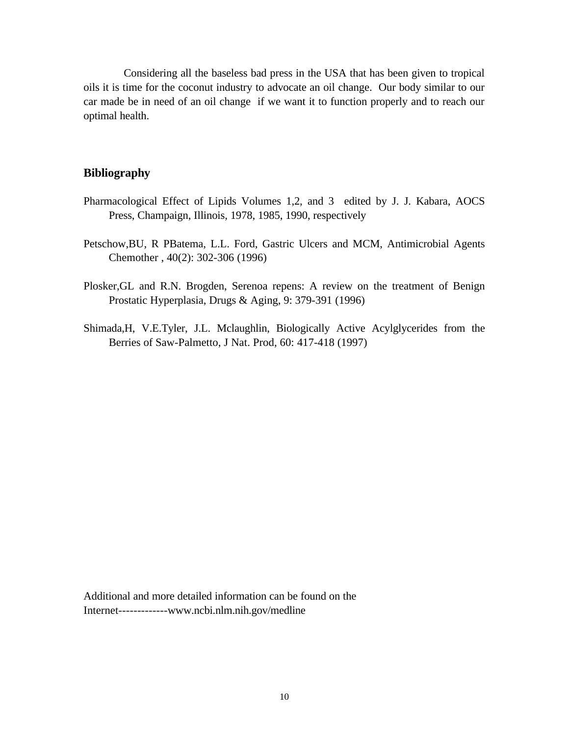Considering all the baseless bad press in the USA that has been given to tropical oils it is time for the coconut industry to advocate an oil change. Our body similar to our car made be in need of an oil change if we want it to function properly and to reach our optimal health.

## Bibliography

Pharmacological Effect of Lipids Volumes 1,2, and 3 edited by J. J. Kabara, AOCS Press, Champaign, Illinois, 1978, 1985, 1990, respectively

Petschow,BU, R PBatema, L.L. Ford, Gastric Ulcers and MCM, Antimicrobial Agents Chemother , 40(2): 302-306 (1996)

Plosker,GL and R.N. Brogden, Serenoa repens: A review on the treatment of Benign Prostatic Hyperplasia, Drugs & Aging, 9: 379-391 (1996)

Shimada,H, V.E.Tyler, J.L. Mclaughlin, Biologically Active Acylglycerides from the Berries of Saw-Palmetto, J Nat. Prod, 60: 417-418 (1997)

Additional and more detailed information can be found on the Internet-------------www.ncbi.nlm.nih.gov/medline